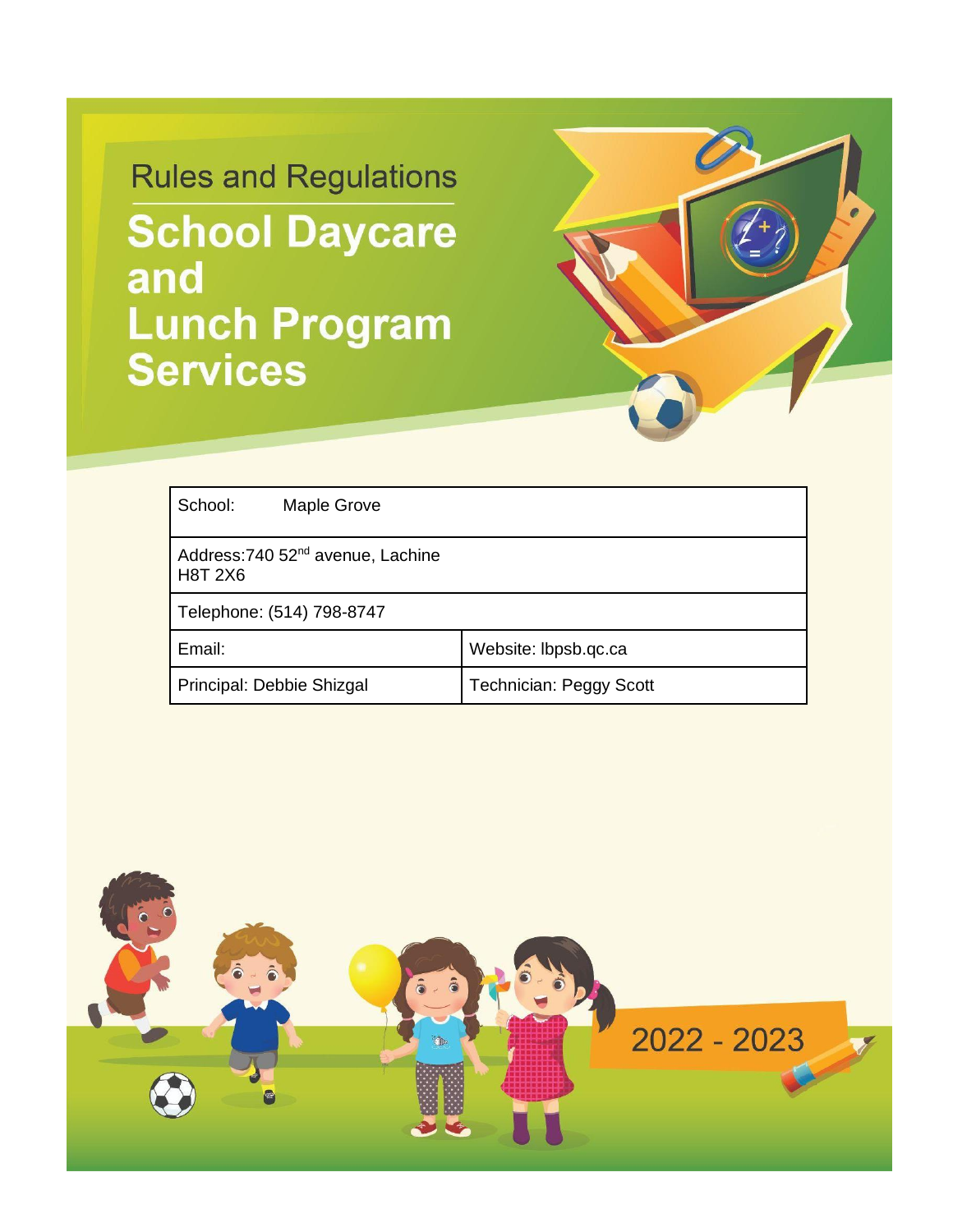Rules and Regulations

# School Daycare and Lunch Program Services

| School: Maple Grove | |
|---|---|
| Address:740 52nd avenue, Lachine H8T 2X6 | |
| Telephone: (514) 798-8747 | |
| Email: | Website: lbpsb.qc.ca |
| Principal: Debbie Shizgal | Technician: Peggy Scott |

2022 - 2023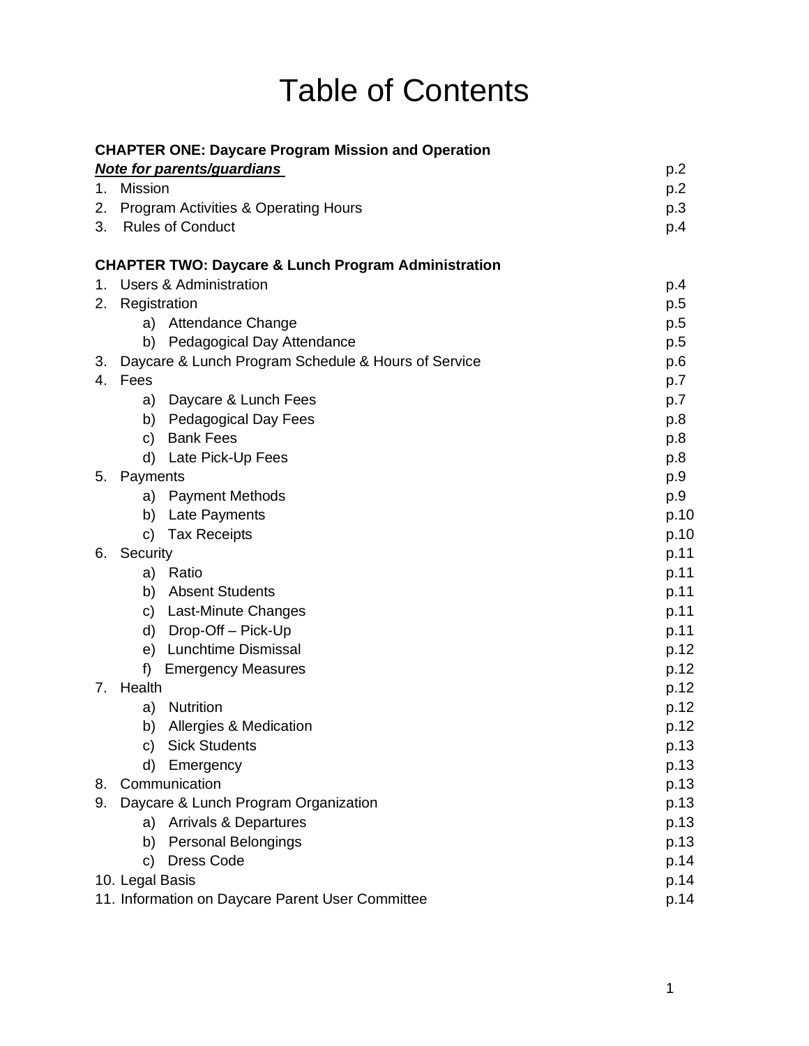# Table of Contents

**CHAPTER ONE: Daycare Program Mission and Operation**

| | |
|---|---|
| ***Note for parents/guardians*** | p.2 |
| 1. Mission | p.2 |
| 2. Program Activities & Operating Hours | p.3 |
| 3. Rules of Conduct | p.4 |

**CHAPTER TWO: Daycare & Lunch Program Administration**

| | |
|---|---|
| 1. Users & Administration | p.4 |
| 2. Registration | p.5 |
| a) Attendance Change | p.5 |
| b) Pedagogical Day Attendance | p.5 |
| 3. Daycare & Lunch Program Schedule & Hours of Service | p.6 |
| 4. Fees | p.7 |
| a) Daycare & Lunch Fees | p.7 |
| b) Pedagogical Day Fees | p.8 |
| c) Bank Fees | p.8 |
| d) Late Pick-Up Fees | p.8 |
| 5. Payments | p.9 |
| a) Payment Methods | p.9 |
| b) Late Payments | p.10 |
| c) Tax Receipts | p.10 |
| 6. Security | p.11 |
| a) Ratio | p.11 |
| b) Absent Students | p.11 |
| c) Last-Minute Changes | p.11 |
| d) Drop-Off – Pick-Up | p.11 |
| e) Lunchtime Dismissal | p.12 |
| f) Emergency Measures | p.12 |
| 7. Health | p.12 |
| a) Nutrition | p.12 |
| b) Allergies & Medication | p.12 |
| c) Sick Students | p.13 |
| d) Emergency | p.13 |
| 8. Communication | p.13 |
| 9. Daycare & Lunch Program Organization | p.13 |
| a) Arrivals & Departures | p.13 |
| b) Personal Belongings | p.13 |
| c) Dress Code | p.14 |
| 10. Legal Basis | p.14 |
| 11. Information on Daycare Parent User Committee | p.14 |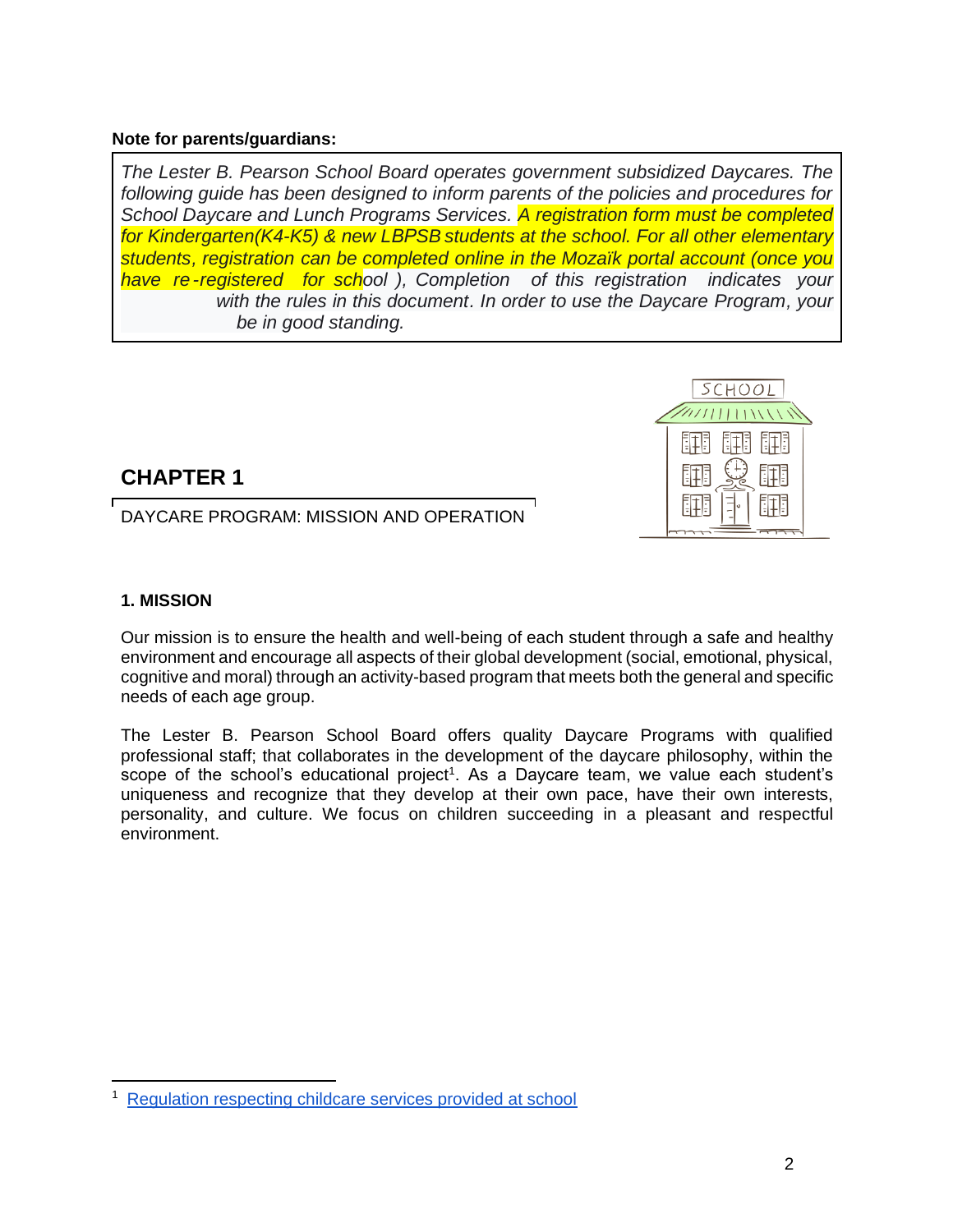**Note for parents/guardians:**

*The Lester B. Pearson School Board operates government subsidized Daycares. The following guide has been designed to inform parents of the policies and procedures for School Daycare and Lunch Programs Services. A registration form must be completed for Kindergarten(K4-K5) & new LBPSB students at the school. For all other elementary students, registration can be completed online in the Mozaïk portal account (once you have re-registered for school ), Completion of this registration indicates your with the rules in this document. In order to use the Daycare Program, your be in good standing.*

## CHAPTER 1

DAYCARE PROGRAM: MISSION AND OPERATION

### 1. MISSION

Our mission is to ensure the health and well-being of each student through a safe and healthy environment and encourage all aspects of their global development (social, emotional, physical, cognitive and moral) through an activity-based program that meets both the general and specific needs of each age group.

The Lester B. Pearson School Board offers quality Daycare Programs with qualified professional staff; that collaborates in the development of the daycare philosophy, within the scope of the school's educational project[1]. As a Daycare team, we value each student's uniqueness and recognize that they develop at their own pace, have their own interests, personality, and culture. We focus on children succeeding in a pleasant and respectful environment.

[1] Regulation respecting childcare services provided at school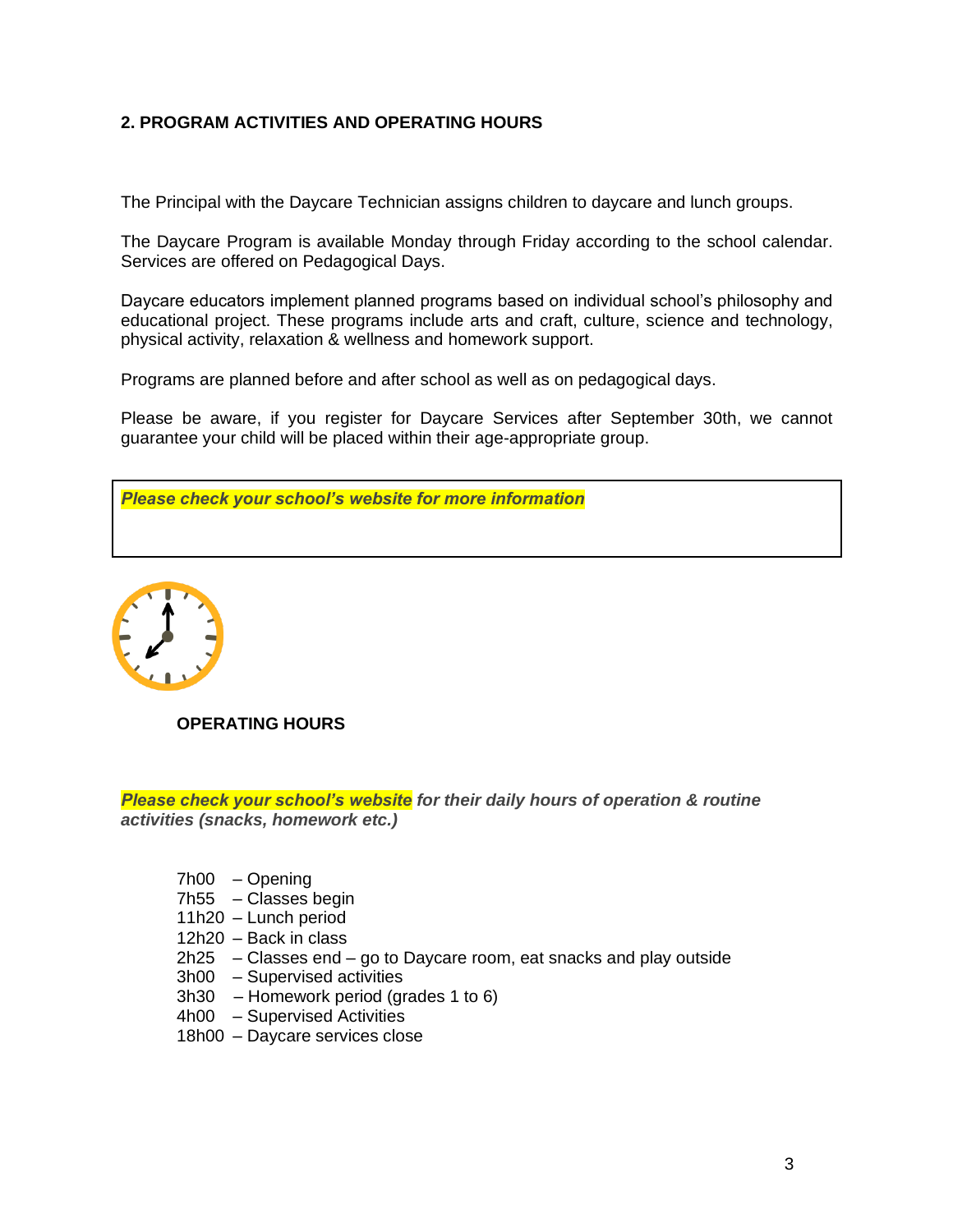## 2. PROGRAM ACTIVITIES AND OPERATING HOURS

The Principal with the Daycare Technician assigns children to daycare and lunch groups.

The Daycare Program is available Monday through Friday according to the school calendar. Services are offered on Pedagogical Days.

Daycare educators implement planned programs based on individual school's philosophy and educational project. These programs include arts and craft, culture, science and technology, physical activity, relaxation & wellness and homework support.

Programs are planned before and after school as well as on pedagogical days.

Please be aware, if you register for Daycare Services after September 30th, we cannot guarantee your child will be placed within their age-appropriate group.

***Please check your school's website for more information***

### OPERATING HOURS

***Please check your school's website for their daily hours of operation & routine activities (snacks, homework etc.)***

- 7h00 – Opening
- 7h55 – Classes begin
- 11h20 – Lunch period
- 12h20 – Back in class
- 2h25 – Classes end – go to Daycare room, eat snacks and play outside
- 3h00 – Supervised activities
- 3h30 – Homework period (grades 1 to 6)
- 4h00 – Supervised Activities
- 18h00 – Daycare services close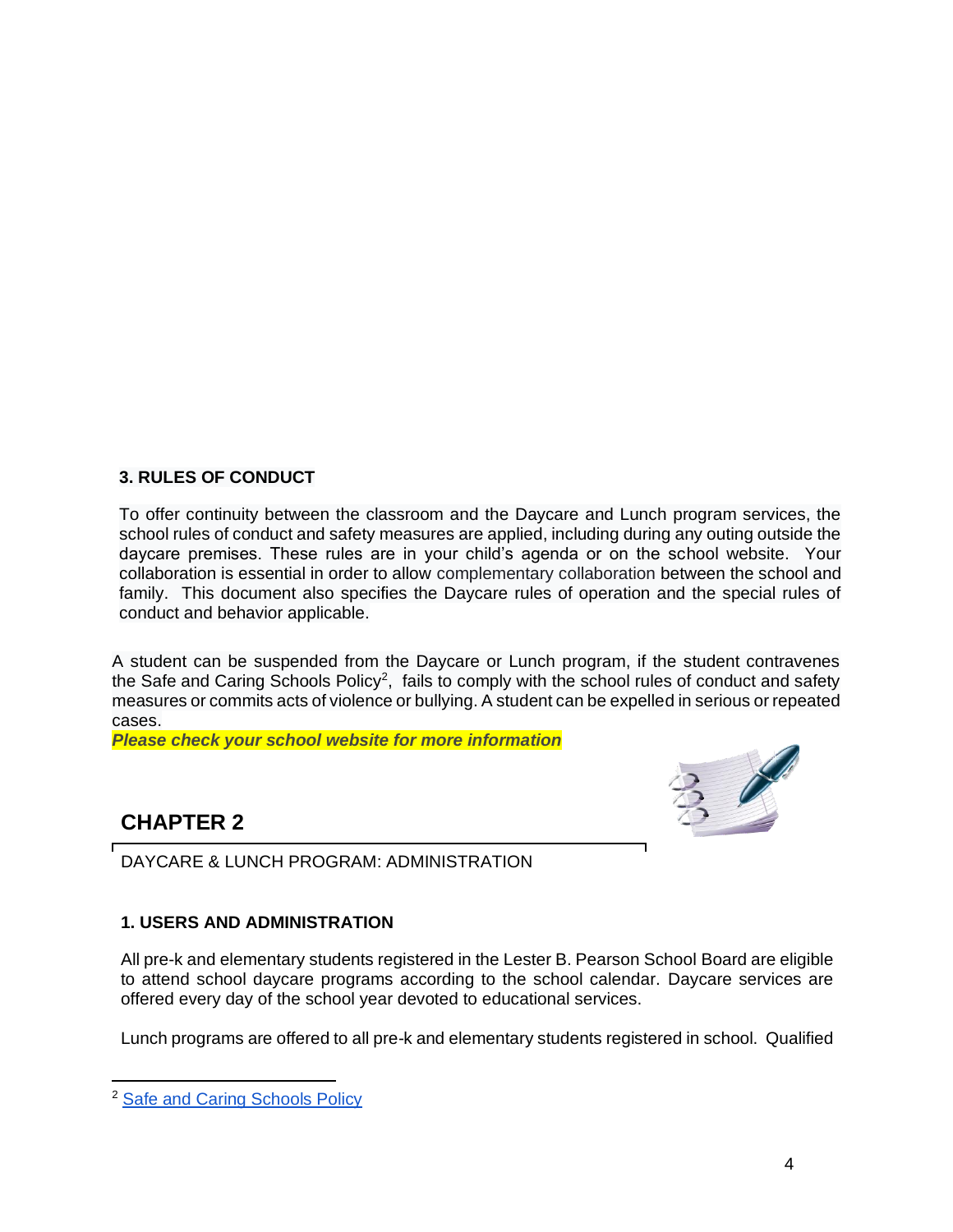### 3. RULES OF CONDUCT

To offer continuity between the classroom and the Daycare and Lunch program services, the school rules of conduct and safety measures are applied, including during any outing outside the daycare premises. These rules are in your child's agenda or on the school website. Your collaboration is essential in order to allow complementary collaboration between the school and family. This document also specifies the Daycare rules of operation and the special rules of conduct and behavior applicable.

A student can be suspended from the Daycare or Lunch program, if the student contravenes the Safe and Caring Schools Policy[2], fails to comply with the school rules of conduct and safety measures or commits acts of violence or bullying. A student can be expelled in serious or repeated cases.

***Please check your school website for more information***

## CHAPTER 2

DAYCARE & LUNCH PROGRAM: ADMINISTRATION

### 1. USERS AND ADMINISTRATION

All pre-k and elementary students registered in the Lester B. Pearson School Board are eligible to attend school daycare programs according to the school calendar. Daycare services are offered every day of the school year devoted to educational services.

Lunch programs are offered to all pre-k and elementary students registered in school. Qualified

[2] Safe and Caring Schools Policy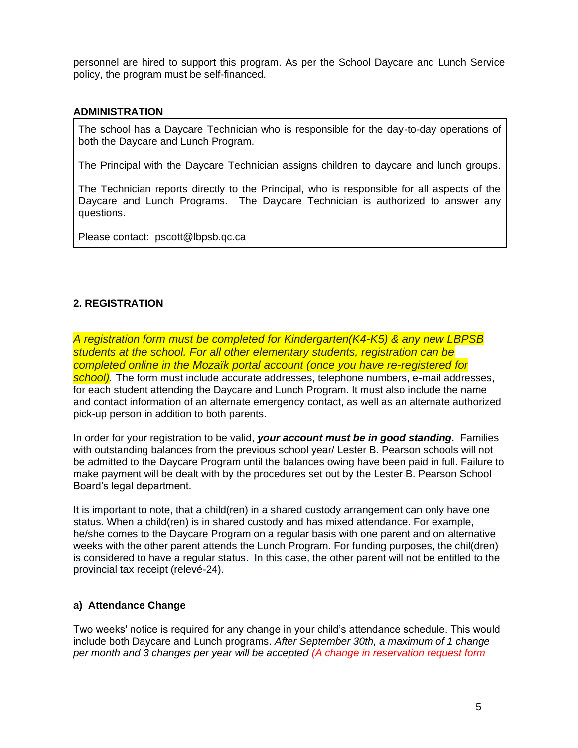personnel are hired to support this program. As per the School Daycare and Lunch Service policy, the program must be self-financed.

**ADMINISTRATION**

The school has a Daycare Technician who is responsible for the day-to-day operations of both the Daycare and Lunch Program.

The Principal with the Daycare Technician assigns children to daycare and lunch groups.

The Technician reports directly to the Principal, who is responsible for all aspects of the Daycare and Lunch Programs. The Daycare Technician is authorized to answer any questions.

Please contact: pscott@lbpsb.qc.ca

## 2. REGISTRATION

*A registration form must be completed for Kindergarten(K4-K5) & any new LBPSB students at the school. For all other elementary students, registration can be completed online in the Mozaïk portal account (once you have re-registered for school).* The form must include accurate addresses, telephone numbers, e-mail addresses, for each student attending the Daycare and Lunch Program. It must also include the name and contact information of an alternate emergency contact, as well as an alternate authorized pick-up person in addition to both parents.

In order for your registration to be valid, ***your account must be in good standing.*** Families with outstanding balances from the previous school year/ Lester B. Pearson schools will not be admitted to the Daycare Program until the balances owing have been paid in full. Failure to make payment will be dealt with by the procedures set out by the Lester B. Pearson School Board's legal department.

It is important to note, that a child(ren) in a shared custody arrangement can only have one status. When a child(ren) is in shared custody and has mixed attendance. For example, he/she comes to the Daycare Program on a regular basis with one parent and on alternative weeks with the other parent attends the Lunch Program. For funding purposes, the chil(dren) is considered to have a regular status. In this case, the other parent will not be entitled to the provincial tax receipt (relevé-24).

### a) Attendance Change

Two weeks' notice is required for any change in your child's attendance schedule. This would include both Daycare and Lunch programs. *After September 30th, a maximum of 1 change per month and 3 changes per year will be accepted (A change in reservation request form*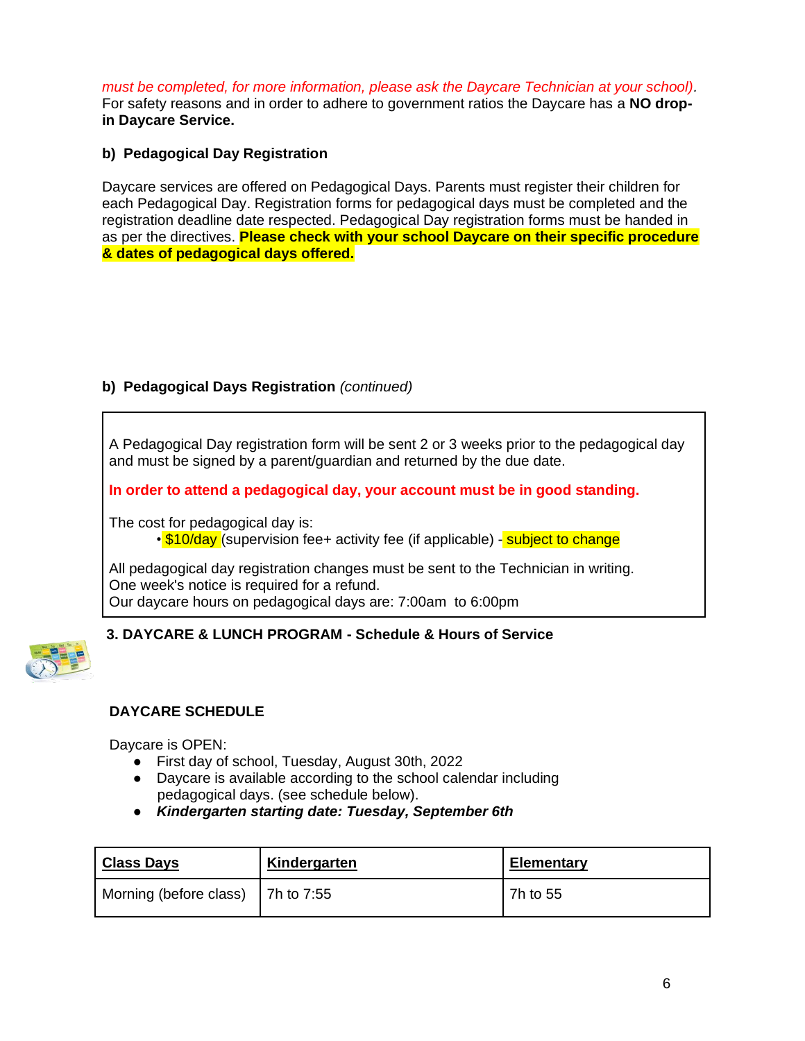*must be completed, for more information, please ask the Daycare Technician at your school).*
For safety reasons and in order to adhere to government ratios the Daycare has a **NO drop-in Daycare Service.**

### b) Pedagogical Day Registration

Daycare services are offered on Pedagogical Days. Parents must register their children for each Pedagogical Day. Registration forms for pedagogical days must be completed and the registration deadline date respected. Pedagogical Day registration forms must be handed in as per the directives. **Please check with your school Daycare on their specific procedure & dates of pedagogical days offered.**

### b) Pedagogical Days Registration *(continued)*

A Pedagogical Day registration form will be sent 2 or 3 weeks prior to the pedagogical day and must be signed by a parent/guardian and returned by the due date.

**In order to attend a pedagogical day, your account must be in good standing.**

The cost for pedagogical day is:

- $10/day (supervision fee+ activity fee (if applicable) - subject to change

All pedagogical day registration changes must be sent to the Technician in writing.
One week's notice is required for a refund.
Our daycare hours on pedagogical days are: 7:00am to 6:00pm

## 3. DAYCARE & LUNCH PROGRAM - Schedule & Hours of Service

### DAYCARE SCHEDULE

Daycare is OPEN:

- First day of school, Tuesday, August 30th, 2022
- Daycare is available according to the school calendar including pedagogical days. (see schedule below).
- ***Kindergarten starting date: Tuesday, September 6th***

| Class Days | Kindergarten | Elementary |
|---|---|---|
| Morning (before class) | 7h to 7:55 | 7h to 55 |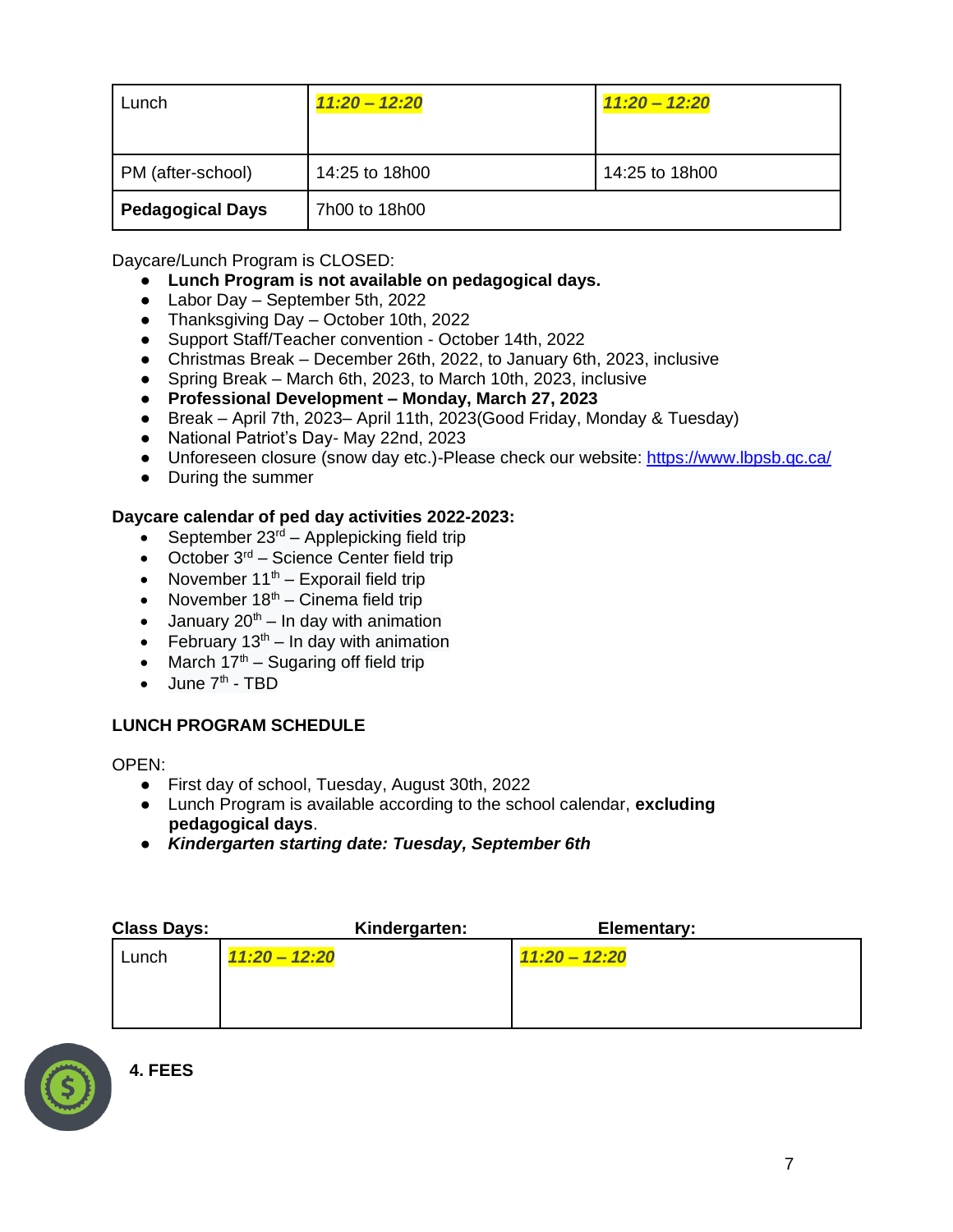| Lunch | ***11:20 – 12:20*** | ***11:20 – 12:20*** |
|---|---|---|
| PM (after-school) | 14:25 to 18h00 | 14:25 to 18h00 |
| **Pedagogical Days** | 7h00 to 18h00 | |

Daycare/Lunch Program is CLOSED:

- **Lunch Program is not available on pedagogical days.**
- Labor Day – September 5th, 2022
- Thanksgiving Day – October 10th, 2022
- Support Staff/Teacher convention - October 14th, 2022
- Christmas Break – December 26th, 2022, to January 6th, 2023, inclusive
- Spring Break – March 6th, 2023, to March 10th, 2023, inclusive
- **Professional Development – Monday, March 27, 2023**
- Break – April 7th, 2023– April 11th, 2023(Good Friday, Monday & Tuesday)
- National Patriot's Day- May 22nd, 2023
- Unforeseen closure (snow day etc.)-Please check our website: https://www.lbpsb.qc.ca/
- During the summer

**Daycare calendar of ped day activities 2022-2023:**

- September 23rd – Applepicking field trip
- October 3rd – Science Center field trip
- November 11th – Exporail field trip
- November 18th – Cinema field trip
- January 20th – In day with animation
- February 13th – In day with animation
- March 17th – Sugaring off field trip
- June 7th - TBD

**LUNCH PROGRAM SCHEDULE**

OPEN:

- First day of school, Tuesday, August 30th, 2022
- Lunch Program is available according to the school calendar, **excluding pedagogical days**.
- ***Kindergarten starting date: Tuesday, September 6th***

| **Class Days:** | **Kindergarten:** | **Elementary:** |
|---|---|---|
| Lunch | ***11:20 – 12:20*** | ***11:20 – 12:20*** |

## 4. FEES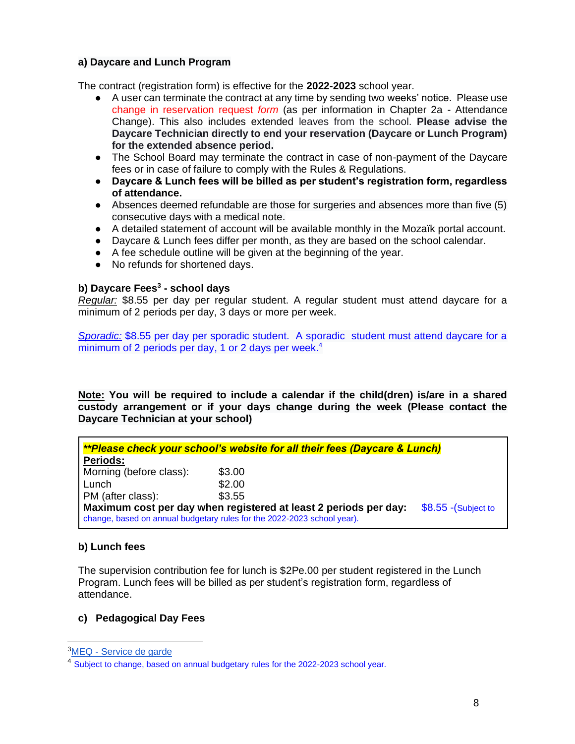### a) Daycare and Lunch Program

The contract (registration form) is effective for the **2022-2023** school year.

- A user can terminate the contract at any time by sending two weeks' notice. Please use change in reservation request *form* (as per information in Chapter 2a - Attendance Change). This also includes extended leaves from the school. **Please advise the Daycare Technician directly to end your reservation (Daycare or Lunch Program) for the extended absence period.**
- The School Board may terminate the contract in case of non-payment of the Daycare fees or in case of failure to comply with the Rules & Regulations.
- **Daycare & Lunch fees will be billed as per student's registration form, regardless of attendance.**
- Absences deemed refundable are those for surgeries and absences more than five (5) consecutive days with a medical note.
- A detailed statement of account will be available monthly in the Mozaïk portal account.
- Daycare & Lunch fees differ per month, as they are based on the school calendar.
- A fee schedule outline will be given at the beginning of the year.
- No refunds for shortened days.

### b) Daycare Fees[3] - school days

*Regular:* $8.55 per day per regular student. A regular student must attend daycare for a minimum of 2 periods per day, 3 days or more per week.

*Sporadic:* $8.55 per day per sporadic student. A sporadic student must attend daycare for a minimum of 2 periods per day, 1 or 2 days per week.[4]

**Note: You will be required to include a calendar if the child(dren) is/are in a shared custody arrangement or if your days change during the week (Please contact the Daycare Technician at your school)**

***\*\*Please check your school's website for all their fees (Daycare & Lunch)***

**Periods:**

| Period | Fee |
|---|---|
| Morning (before class): | $3.00 |
| Lunch | $2.00 |
| PM (after class): | $3.55 |

**Maximum cost per day when registered at least 2 periods per day:** $8.55 -(Subject to change, based on annual budgetary rules for the 2022-2023 school year).

### b) Lunch fees

The supervision contribution fee for lunch is $2Pe.00 per student registered in the Lunch Program. Lunch fees will be billed as per student's registration form, regardless of attendance.

### c) Pedagogical Day Fees

---

[3] MEQ - Service de garde

[4] Subject to change, based on annual budgetary rules for the 2022-2023 school year.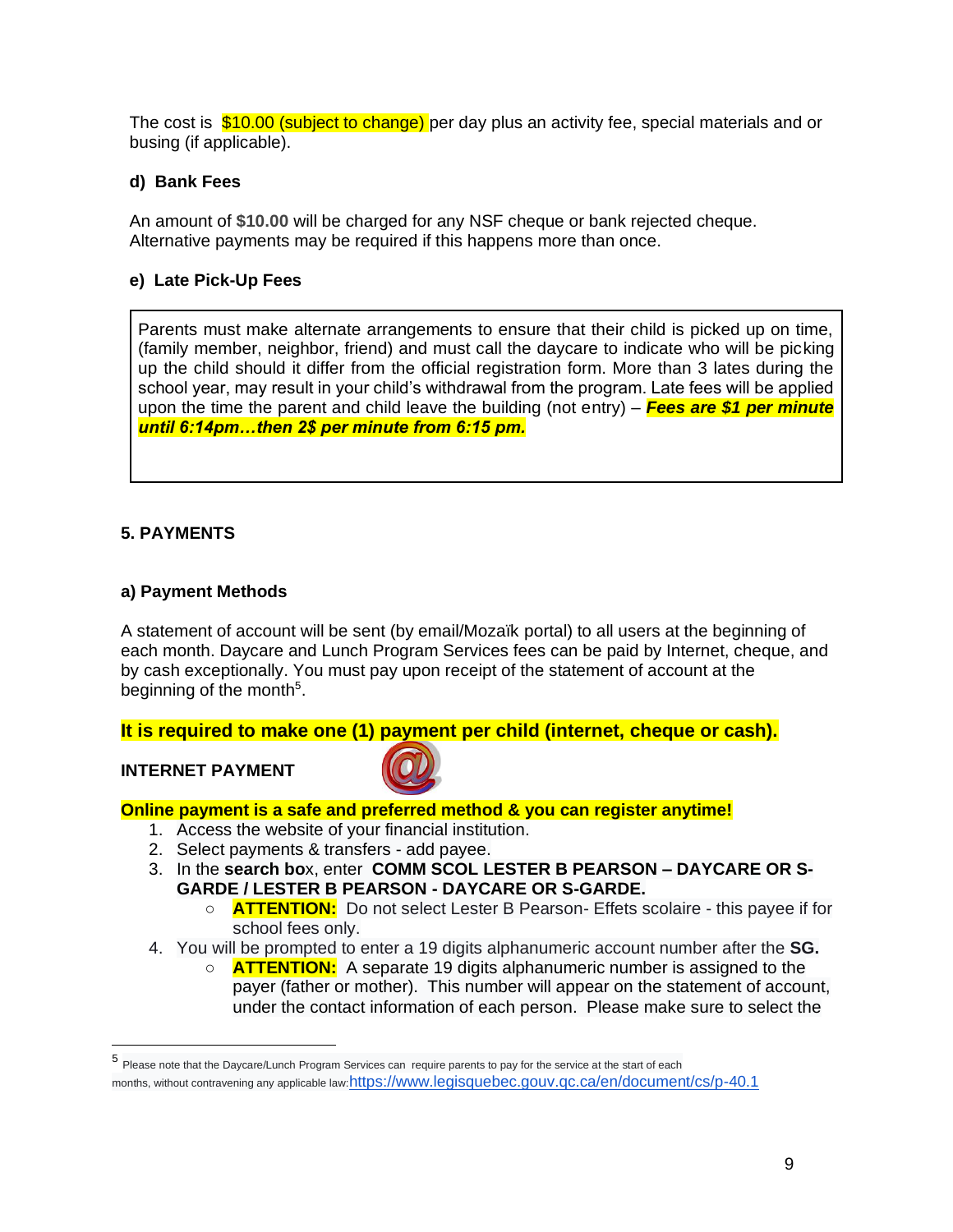The cost is $10.00 (subject to change) per day plus an activity fee, special materials and or busing (if applicable).

### d) Bank Fees

An amount of **$10.00** will be charged for any NSF cheque or bank rejected cheque. Alternative payments may be required if this happens more than once.

### e) Late Pick-Up Fees

Parents must make alternate arrangements to ensure that their child is picked up on time, (family member, neighbor, friend) and must call the daycare to indicate who will be picking up the child should it differ from the official registration form. More than 3 lates during the school year, may result in your child's withdrawal from the program. Late fees will be applied upon the time the parent and child leave the building (not entry) – ***Fees are $1 per minute until 6:14pm…then 2$ per minute from 6:15 pm.***

## 5. PAYMENTS

### a) Payment Methods

A statement of account will be sent (by email/Mozaïk portal) to all users at the beginning of each month. Daycare and Lunch Program Services fees can be paid by Internet, cheque, and by cash exceptionally. You must pay upon receipt of the statement of account at the beginning of the month[5].

**It is required to make one (1) payment per child (internet, cheque or cash).**

**INTERNET PAYMENT**

**Online payment is a safe and preferred method & you can register anytime!**

1. Access the website of your financial institution.
2. Select payments & transfers - add payee.
3. In the **search bo**x, enter **COMM SCOL LESTER B PEARSON – DAYCARE OR S-GARDE / LESTER B PEARSON - DAYCARE OR S-GARDE.**
   - **ATTENTION:** Do not select Lester B Pearson- Effets scolaire - this payee if for school fees only.
4. You will be prompted to enter a 19 digits alphanumeric account number after the **SG.**
   - **ATTENTION:** A separate 19 digits alphanumeric number is assigned to the payer (father or mother). This number will appear on the statement of account, under the contact information of each person. Please make sure to select the

---

[5] Please note that the Daycare/Lunch Program Services can require parents to pay for the service at the start of each months, without contravening any applicable law: https://www.legisquebec.gouv.qc.ca/en/document/cs/p-40.1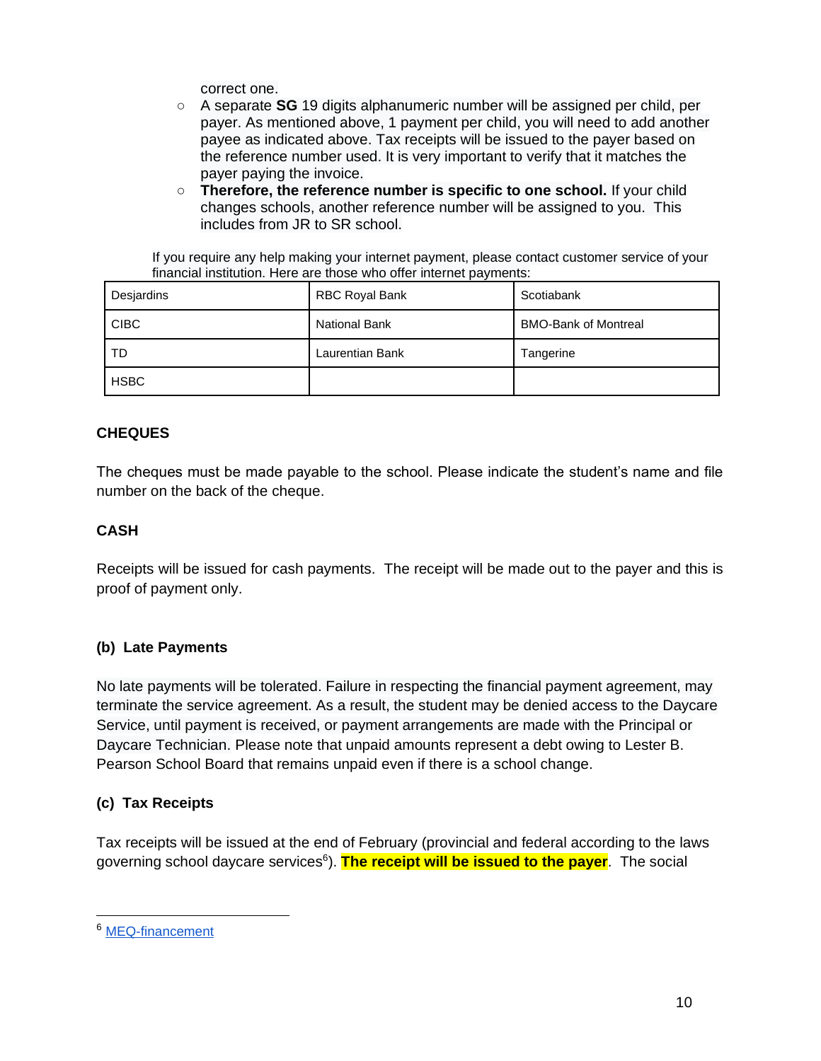correct one.

- A separate **SG** 19 digits alphanumeric number will be assigned per child, per payer. As mentioned above, 1 payment per child, you will need to add another payee as indicated above. Tax receipts will be issued to the payer based on the reference number used. It is very important to verify that it matches the payer paying the invoice.
- **Therefore, the reference number is specific to one school.** If your child changes schools, another reference number will be assigned to you. This includes from JR to SR school.

If you require any help making your internet payment, please contact customer service of your financial institution. Here are those who offer internet payments:

| | | |
|---|---|---|
| Desjardins | RBC Royal Bank | Scotiabank |
| CIBC | National Bank | BMO-Bank of Montreal |
| TD | Laurentian Bank | Tangerine |
| HSBC | | |

**CHEQUES**

The cheques must be made payable to the school. Please indicate the student's name and file number on the back of the cheque.

**CASH**

Receipts will be issued for cash payments. The receipt will be made out to the payer and this is proof of payment only.

### (b) Late Payments

No late payments will be tolerated. Failure in respecting the financial payment agreement, may terminate the service agreement. As a result, the student may be denied access to the Daycare Service, until payment is received, or payment arrangements are made with the Principal or Daycare Technician. Please note that unpaid amounts represent a debt owing to Lester B. Pearson School Board that remains unpaid even if there is a school change.

### (c) Tax Receipts

Tax receipts will be issued at the end of February (provincial and federal according to the laws governing school daycare services[6]). **The receipt will be issued to the payer**. The social

---

[6] MEQ-financement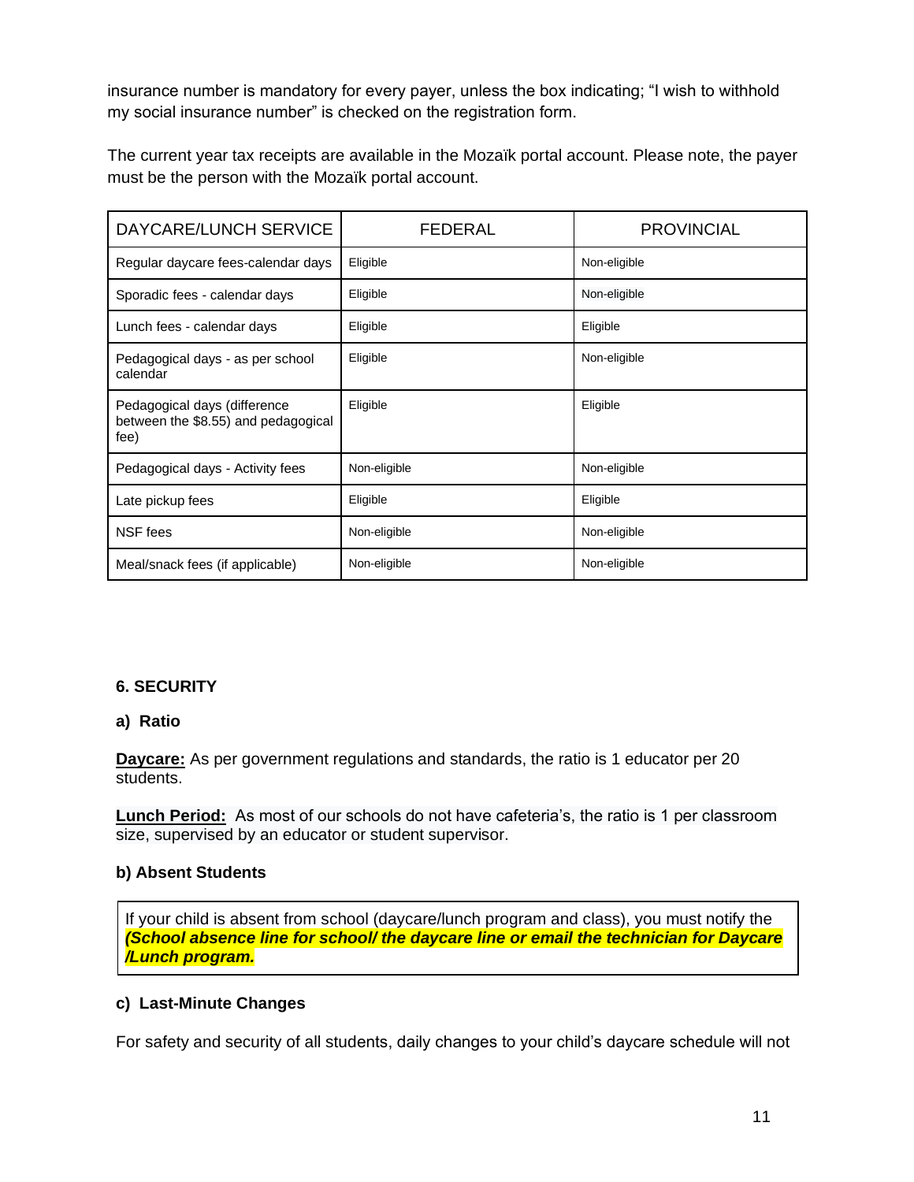insurance number is mandatory for every payer, unless the box indicating; "I wish to withhold my social insurance number" is checked on the registration form.

The current year tax receipts are available in the Mozaïk portal account. Please note, the payer must be the person with the Mozaïk portal account.

| DAYCARE/LUNCH SERVICE | FEDERAL | PROVINCIAL |
| --- | --- | --- |
| Regular daycare fees-calendar days | Eligible | Non-eligible |
| Sporadic fees - calendar days | Eligible | Non-eligible |
| Lunch fees - calendar days | Eligible | Eligible |
| Pedagogical days - as per school calendar | Eligible | Non-eligible |
| Pedagogical days (difference between the $8.55) and pedagogical fee) | Eligible | Eligible |
| Pedagogical days - Activity fees | Non-eligible | Non-eligible |
| Late pickup fees | Eligible | Eligible |
| NSF fees | Non-eligible | Non-eligible |
| Meal/snack fees (if applicable) | Non-eligible | Non-eligible |

## 6. SECURITY

### a) Ratio

**Daycare:** As per government regulations and standards, the ratio is 1 educator per 20 students.

**Lunch Period:** As most of our schools do not have cafeteria's, the ratio is 1 per classroom size, supervised by an educator or student supervisor.

### b) Absent Students

If your child is absent from school (daycare/lunch program and class), you must notify the ***(School absence line for school/ the daycare line or email the technician for Daycare /Lunch program.***

### c) Last-Minute Changes

For safety and security of all students, daily changes to your child's daycare schedule will not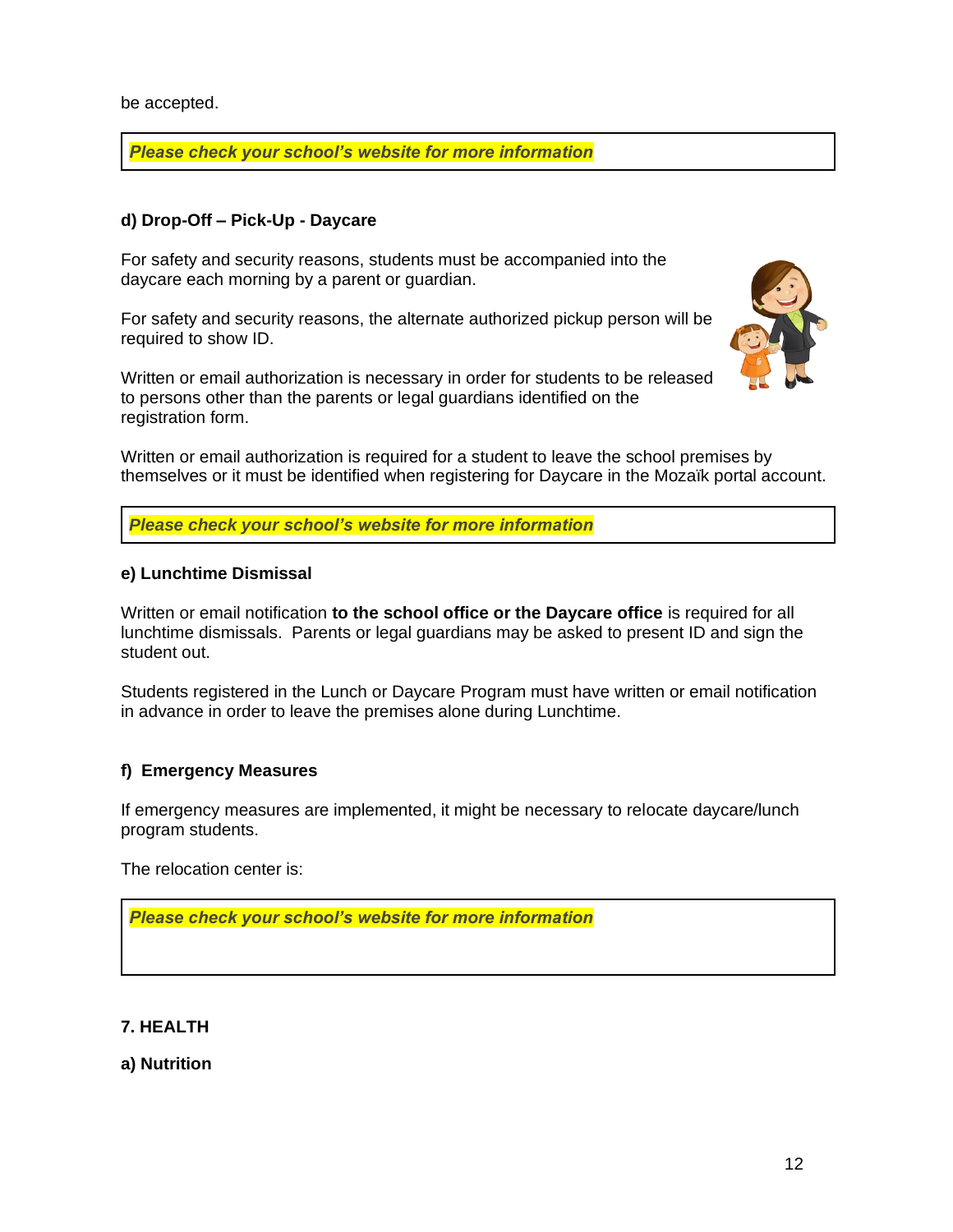be accepted.

***Please check your school's website for more information***

**d) Drop-Off – Pick-Up - Daycare**

For safety and security reasons, students must be accompanied into the daycare each morning by a parent or guardian.

For safety and security reasons, the alternate authorized pickup person will be required to show ID.

Written or email authorization is necessary in order for students to be released to persons other than the parents or legal guardians identified on the registration form.

Written or email authorization is required for a student to leave the school premises by themselves or it must be identified when registering for Daycare in the Mozaïk portal account.

***Please check your school's website for more information***

**e) Lunchtime Dismissal**

Written or email notification **to the school office or the Daycare office** is required for all lunchtime dismissals. Parents or legal guardians may be asked to present ID and sign the student out.

Students registered in the Lunch or Daycare Program must have written or email notification in advance in order to leave the premises alone during Lunchtime.

**f) Emergency Measures**

If emergency measures are implemented, it might be necessary to relocate daycare/lunch program students.

The relocation center is:

***Please check your school's website for more information***

**7. HEALTH**

**a) Nutrition**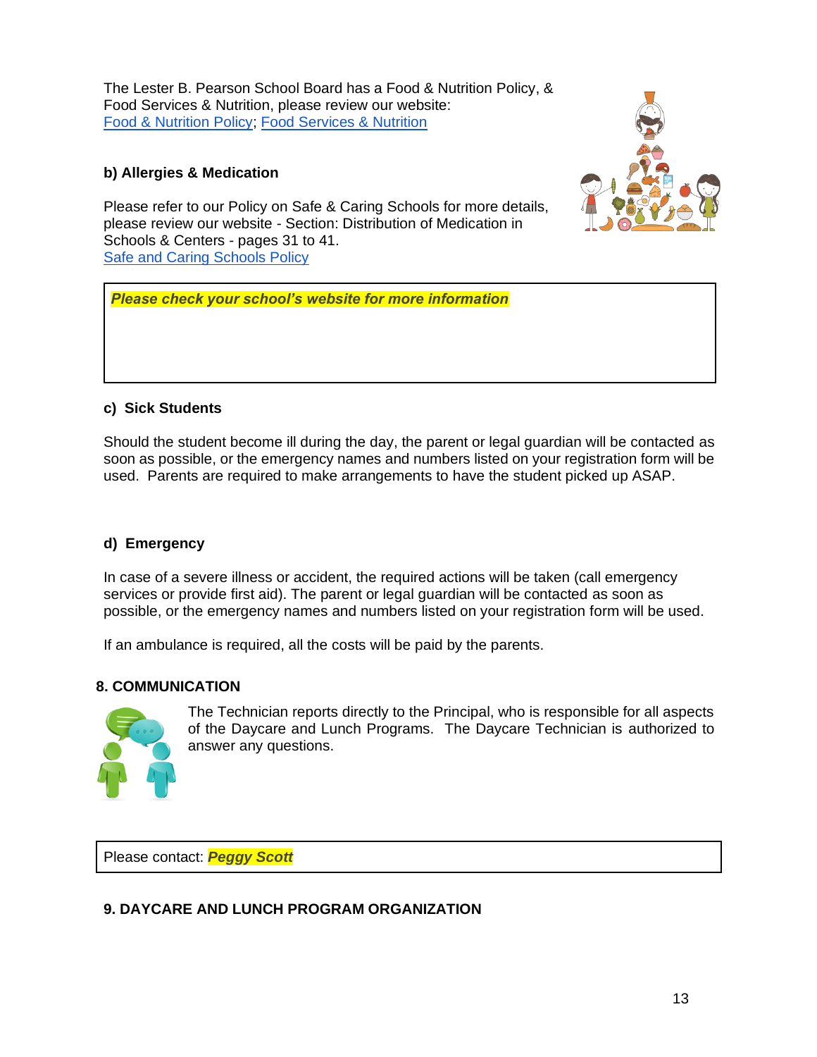The Lester B. Pearson School Board has a Food & Nutrition Policy, & Food Services & Nutrition, please review our website:
Food & Nutrition Policy; Food Services & Nutrition

### b) Allergies & Medication

Please refer to our Policy on Safe & Caring Schools for more details, please review our website - Section: Distribution of Medication in Schools & Centers - pages 31 to 41.
Safe and Caring Schools Policy

***Please check your school's website for more information***

### c) Sick Students

Should the student become ill during the day, the parent or legal guardian will be contacted as soon as possible, or the emergency names and numbers listed on your registration form will be used. Parents are required to make arrangements to have the student picked up ASAP.

### d) Emergency

In case of a severe illness or accident, the required actions will be taken (call emergency services or provide first aid). The parent or legal guardian will be contacted as soon as possible, or the emergency names and numbers listed on your registration form will be used.

If an ambulance is required, all the costs will be paid by the parents.

## 8. COMMUNICATION

The Technician reports directly to the Principal, who is responsible for all aspects of the Daycare and Lunch Programs. The Daycare Technician is authorized to answer any questions.

Please contact: ***Peggy Scott***

## 9. DAYCARE AND LUNCH PROGRAM ORGANIZATION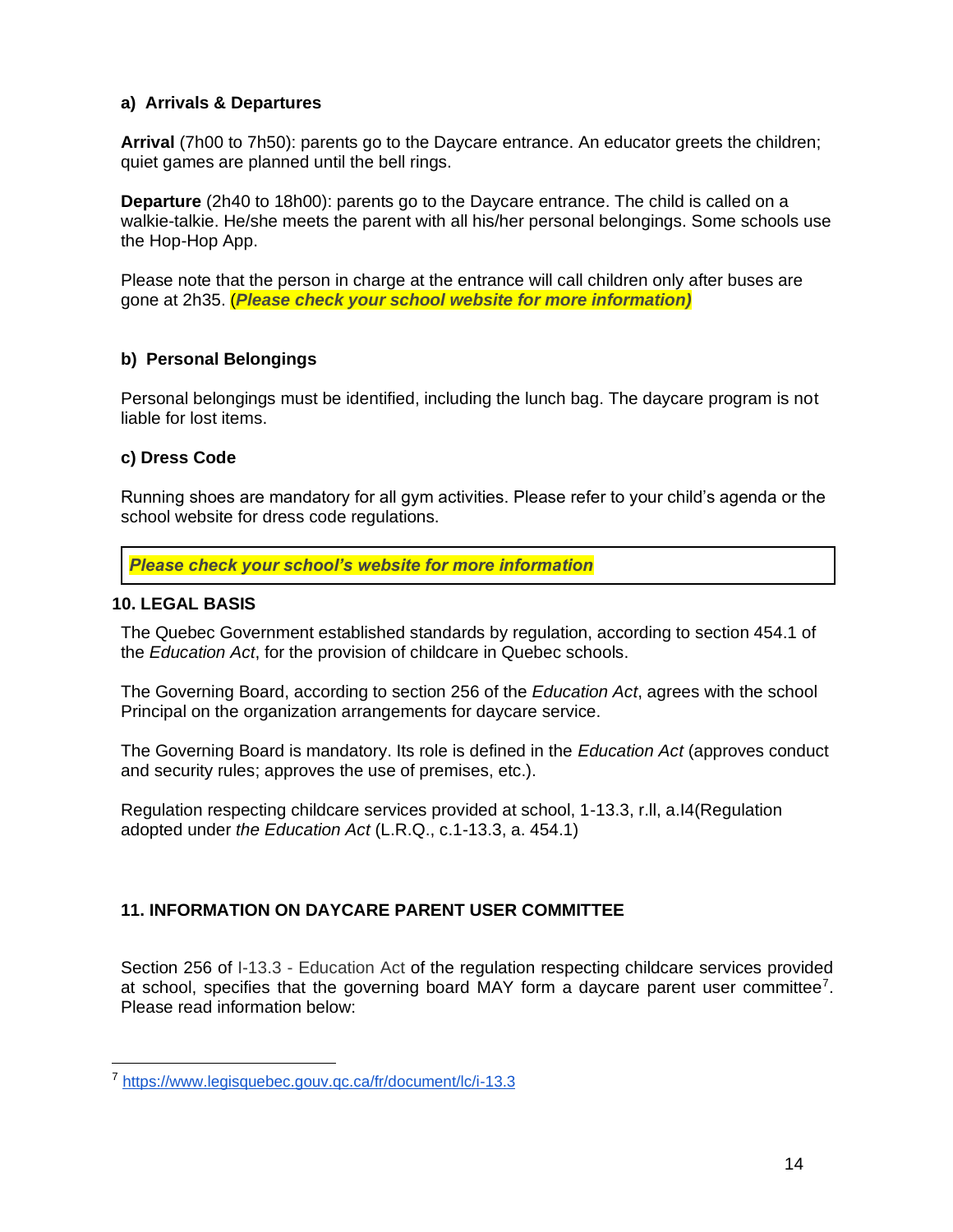### a) Arrivals & Departures

**Arrival** (7h00 to 7h50): parents go to the Daycare entrance. An educator greets the children; quiet games are planned until the bell rings.

**Departure** (2h40 to 18h00): parents go to the Daycare entrance. The child is called on a walkie-talkie. He/she meets the parent with all his/her personal belongings. Some schools use the Hop-Hop App.

Please note that the person in charge at the entrance will call children only after buses are gone at 2h35. ***(Please check your school website for more information)***

### b) Personal Belongings

Personal belongings must be identified, including the lunch bag. The daycare program is not liable for lost items.

### c) Dress Code

Running shoes are mandatory for all gym activities. Please refer to your child's agenda or the school website for dress code regulations.

***Please check your school's website for more information***

## 10. LEGAL BASIS

The Quebec Government established standards by regulation, according to section 454.1 of the *Education Act*, for the provision of childcare in Quebec schools.

The Governing Board, according to section 256 of the *Education Act*, agrees with the school Principal on the organization arrangements for daycare service.

The Governing Board is mandatory. Its role is defined in the *Education Act* (approves conduct and security rules; approves the use of premises, etc.).

Regulation respecting childcare services provided at school, 1-13.3, r.ll, a.I4(Regulation adopted under *the Education Act* (L.R.Q., c.1-13.3, a. 454.1)

## 11. INFORMATION ON DAYCARE PARENT USER COMMITTEE

Section 256 of I-13.3 - Education Act of the regulation respecting childcare services provided at school, specifies that the governing board MAY form a daycare parent user committee[7]. Please read information below:

[7] https://www.legisquebec.gouv.qc.ca/fr/document/lc/i-13.3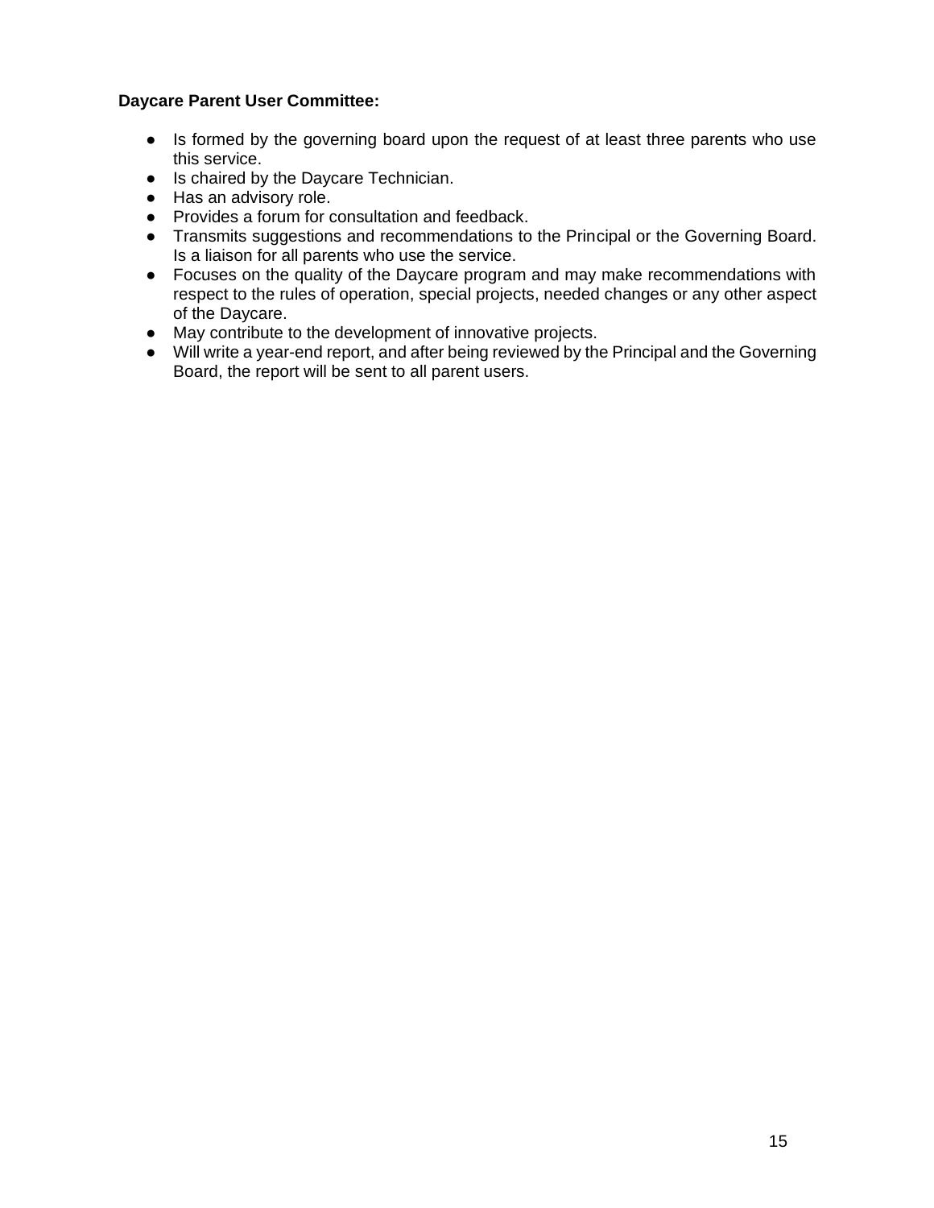**Daycare Parent User Committee:**

- Is formed by the governing board upon the request of at least three parents who use this service.
- Is chaired by the Daycare Technician.
- Has an advisory role.
- Provides a forum for consultation and feedback.
- Transmits suggestions and recommendations to the Principal or the Governing Board. Is a liaison for all parents who use the service.
- Focuses on the quality of the Daycare program and may make recommendations with respect to the rules of operation, special projects, needed changes or any other aspect of the Daycare.
- May contribute to the development of innovative projects.
- Will write a year-end report, and after being reviewed by the Principal and the Governing Board, the report will be sent to all parent users.